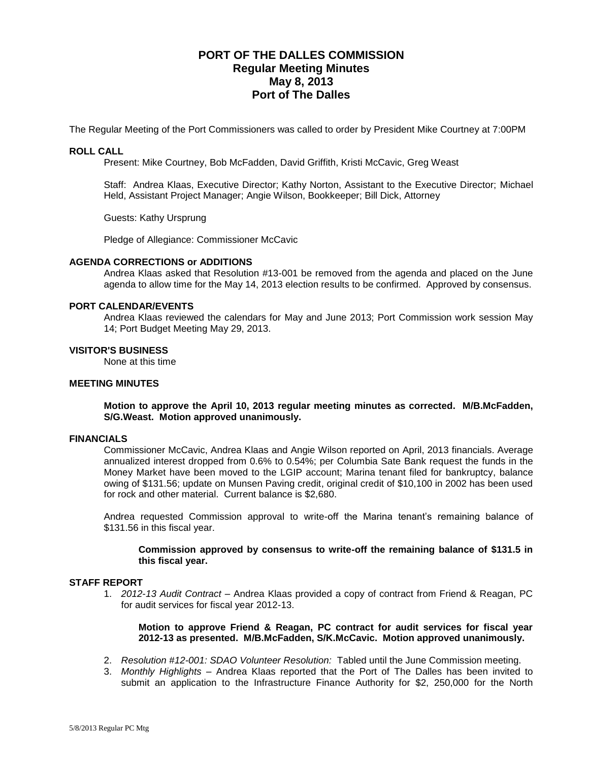# PORT OF THE DALLES COMMISSION
## Regular Meeting Minutes
## May 8, 2013
## Port of The Dalles

The Regular Meeting of the Port Commissioners was called to order by President Mike Courtney at 7:00PM

### ROLL CALL

Present: Mike Courtney, Bob McFadden, David Griffith, Kristi McCavic, Greg Weast

Staff: Andrea Klaas, Executive Director; Kathy Norton, Assistant to the Executive Director; Michael Held, Assistant Project Manager; Angie Wilson, Bookkeeper; Bill Dick, Attorney

Guests: Kathy Ursprung

Pledge of Allegiance: Commissioner McCavic

### AGENDA CORRECTIONS or ADDITIONS

Andrea Klaas asked that Resolution #13-001 be removed from the agenda and placed on the June agenda to allow time for the May 14, 2013 election results to be confirmed. Approved by consensus.

### PORT CALENDAR/EVENTS

Andrea Klaas reviewed the calendars for May and June 2013; Port Commission work session May 14; Port Budget Meeting May 29, 2013.

### VISITOR'S BUSINESS

None at this time

### MEETING MINUTES

**Motion to approve the April 10, 2013 regular meeting minutes as corrected. M/B.McFadden, S/G.Weast. Motion approved unanimously.**

### FINANCIALS

Commissioner McCavic, Andrea Klaas and Angie Wilson reported on April, 2013 financials. Average annualized interest dropped from 0.6% to 0.54%; per Columbia Sate Bank request the funds in the Money Market have been moved to the LGIP account; Marina tenant filed for bankruptcy, balance owing of $131.56; update on Munsen Paving credit, original credit of $10,100 in 2002 has been used for rock and other material. Current balance is $2,680.

Andrea requested Commission approval to write-off the Marina tenant's remaining balance of $131.56 in this fiscal year.

**Commission approved by consensus to write-off the remaining balance of $131.5 in this fiscal year.**

### STAFF REPORT

1. *2012-13 Audit Contract* – Andrea Klaas provided a copy of contract from Friend & Reagan, PC for audit services for fiscal year 2012-13.

   **Motion to approve Friend & Reagan, PC contract for audit services for fiscal year 2012-13 as presented. M/B.McFadden, S/K.McCavic. Motion approved unanimously.**

2. *Resolution #12-001: SDAO Volunteer Resolution:* Tabled until the June Commission meeting.
3. *Monthly Highlights* – Andrea Klaas reported that the Port of The Dalles has been invited to submit an application to the Infrastructure Finance Authority for $2, 250,000 for the North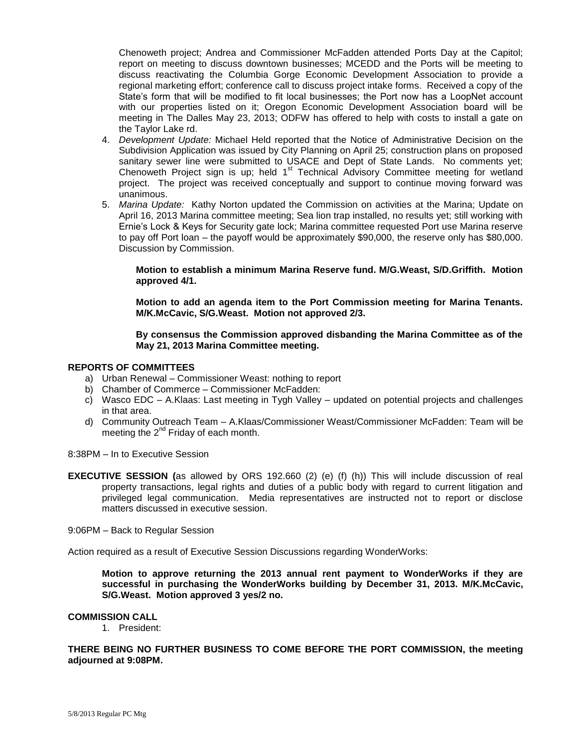Chenoweth project; Andrea and Commissioner McFadden attended Ports Day at the Capitol; report on meeting to discuss downtown businesses; MCEDD and the Ports will be meeting to discuss reactivating the Columbia Gorge Economic Development Association to provide a regional marketing effort; conference call to discuss project intake forms. Received a copy of the State's form that will be modified to fit local businesses; the Port now has a LoopNet account with our properties listed on it; Oregon Economic Development Association board will be meeting in The Dalles May 23, 2013; ODFW has offered to help with costs to install a gate on the Taylor Lake rd.

4. *Development Update:* Michael Held reported that the Notice of Administrative Decision on the Subdivision Application was issued by City Planning on April 25; construction plans on proposed sanitary sewer line were submitted to USACE and Dept of State Lands. No comments yet; Chenoweth Project sign is up; held 1st Technical Advisory Committee meeting for wetland project. The project was received conceptually and support to continue moving forward was unanimous.
5. *Marina Update:* Kathy Norton updated the Commission on activities at the Marina; Update on April 16, 2013 Marina committee meeting; Sea lion trap installed, no results yet; still working with Ernie's Lock & Keys for Security gate lock; Marina committee requested Port use Marina reserve to pay off Port loan – the payoff would be approximately $90,000, the reserve only has $80,000. Discussion by Commission.

   **Motion to establish a minimum Marina Reserve fund. M/G.Weast, S/D.Griffith. Motion approved 4/1.**

   **Motion to add an agenda item to the Port Commission meeting for Marina Tenants. M/K.McCavic, S/G.Weast. Motion not approved 2/3.**

   **By consensus the Commission approved disbanding the Marina Committee as of the May 21, 2013 Marina Committee meeting.**

**REPORTS OF COMMITTEES**

a) Urban Renewal – Commissioner Weast: nothing to report
b) Chamber of Commerce – Commissioner McFadden:
c) Wasco EDC – A.Klaas: Last meeting in Tygh Valley – updated on potential projects and challenges in that area.
d) Community Outreach Team – A.Klaas/Commissioner Weast/Commissioner McFadden: Team will be meeting the 2nd Friday of each month.

8:38PM – In to Executive Session

**EXECUTIVE SESSION (**as allowed by ORS 192.660 (2) (e) (f) (h)) This will include discussion of real property transactions, legal rights and duties of a public body with regard to current litigation and privileged legal communication. Media representatives are instructed not to report or disclose matters discussed in executive session.

9:06PM – Back to Regular Session

Action required as a result of Executive Session Discussions regarding WonderWorks:

**Motion to approve returning the 2013 annual rent payment to WonderWorks if they are successful in purchasing the WonderWorks building by December 31, 2013. M/K.McCavic, S/G.Weast. Motion approved 3 yes/2 no.**

**COMMISSION CALL**

1. President:

**THERE BEING NO FURTHER BUSINESS TO COME BEFORE THE PORT COMMISSION, the meeting adjourned at 9:08PM.**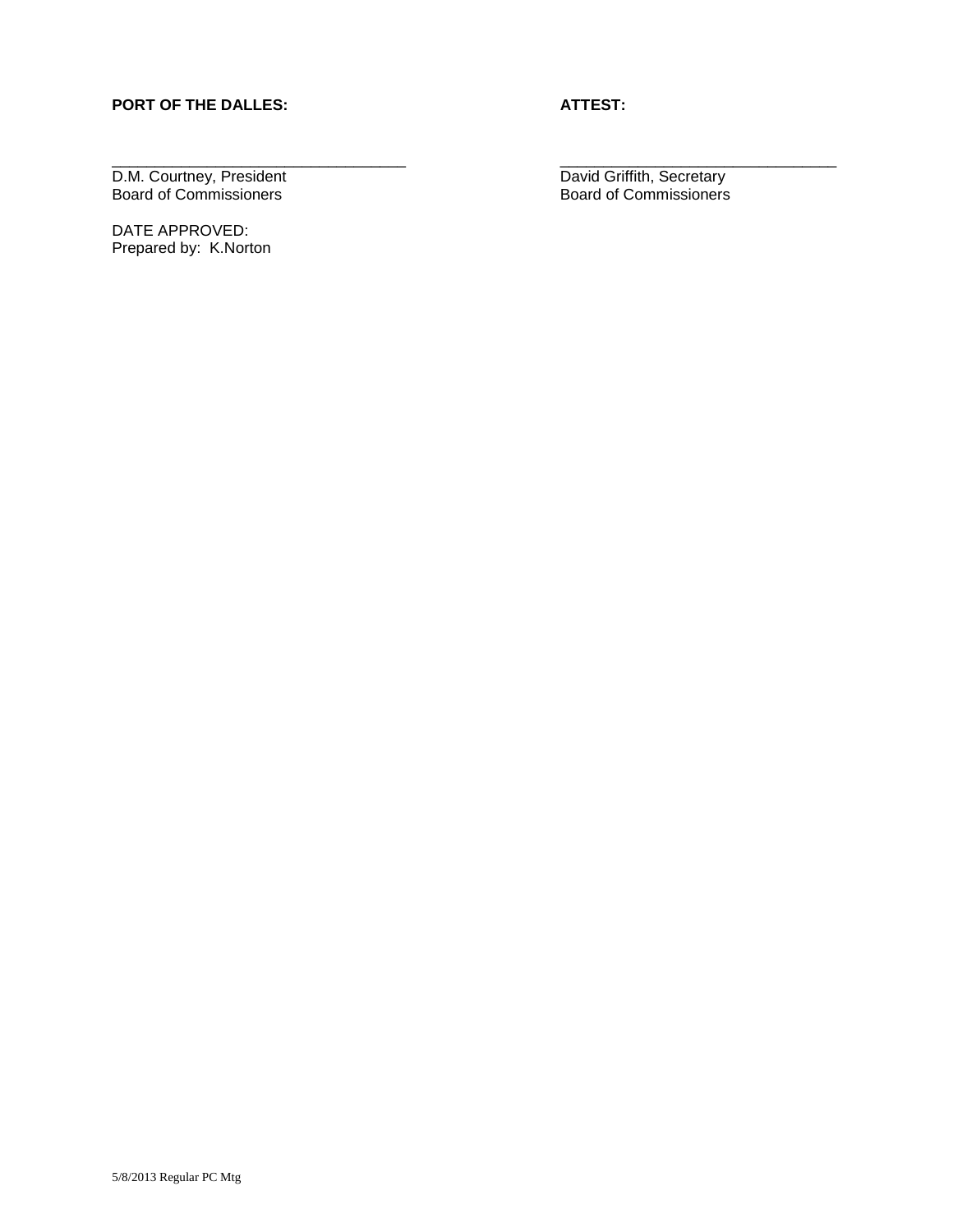**PORT OF THE DALLES:**

\_\_\_\_\_\_\_\_\_\_\_\_\_\_\_\_\_\_\_\_\_\_\_\_\_\_\_\_\_\_\_\_\_\_\_
D.M. Courtney, President
Board of Commissioners

**ATTEST:**

\_\_\_\_\_\_\_\_\_\_\_\_\_\_\_\_\_\_\_\_\_\_\_\_\_\_\_\_\_\_\_\_\_\_\_
David Griffith, Secretary
Board of Commissioners

DATE APPROVED:
Prepared by: K.Norton